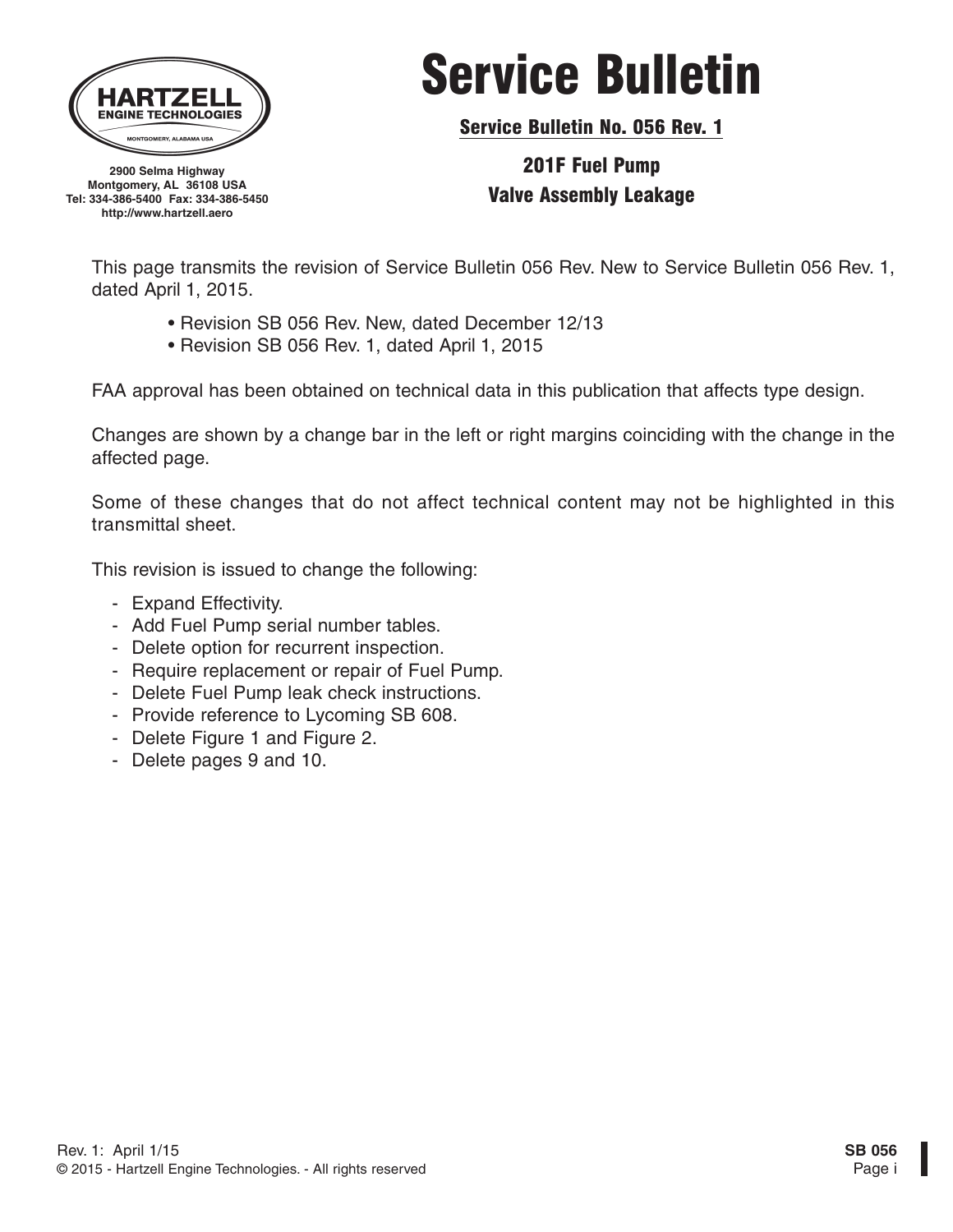HARTZELL
ENGINE TECHNOLOGIES
MONTGOMERY, ALABAMA USA

2900 Selma Highway
Montgomery, AL 36108 USA
Tel: 334-386-5400 Fax: 334-386-5450
http://www.hartzell.aero

# Service Bulletin

**Service Bulletin No. 056 Rev. 1**

## 201F Fuel Pump
## Valve Assembly Leakage

This page transmits the revision of Service Bulletin 056 Rev. New to Service Bulletin 056 Rev. 1, dated April 1, 2015.

- Revision SB 056 Rev. New, dated December 12/13
- Revision SB 056 Rev. 1, dated April 1, 2015

FAA approval has been obtained on technical data in this publication that affects type design.

Changes are shown by a change bar in the left or right margins coinciding with the change in the affected page.

Some of these changes that do not affect technical content may not be highlighted in this transmittal sheet.

This revision is issued to change the following:

- Expand Effectivity.
- Add Fuel Pump serial number tables.
- Delete option for recurrent inspection.
- Require replacement or repair of Fuel Pump.
- Delete Fuel Pump leak check instructions.
- Provide reference to Lycoming SB 608.
- Delete Figure 1 and Figure 2.
- Delete pages 9 and 10.

Rev. 1: April 1/15
© 2015 - Hartzell Engine Technologies. - All rights reserved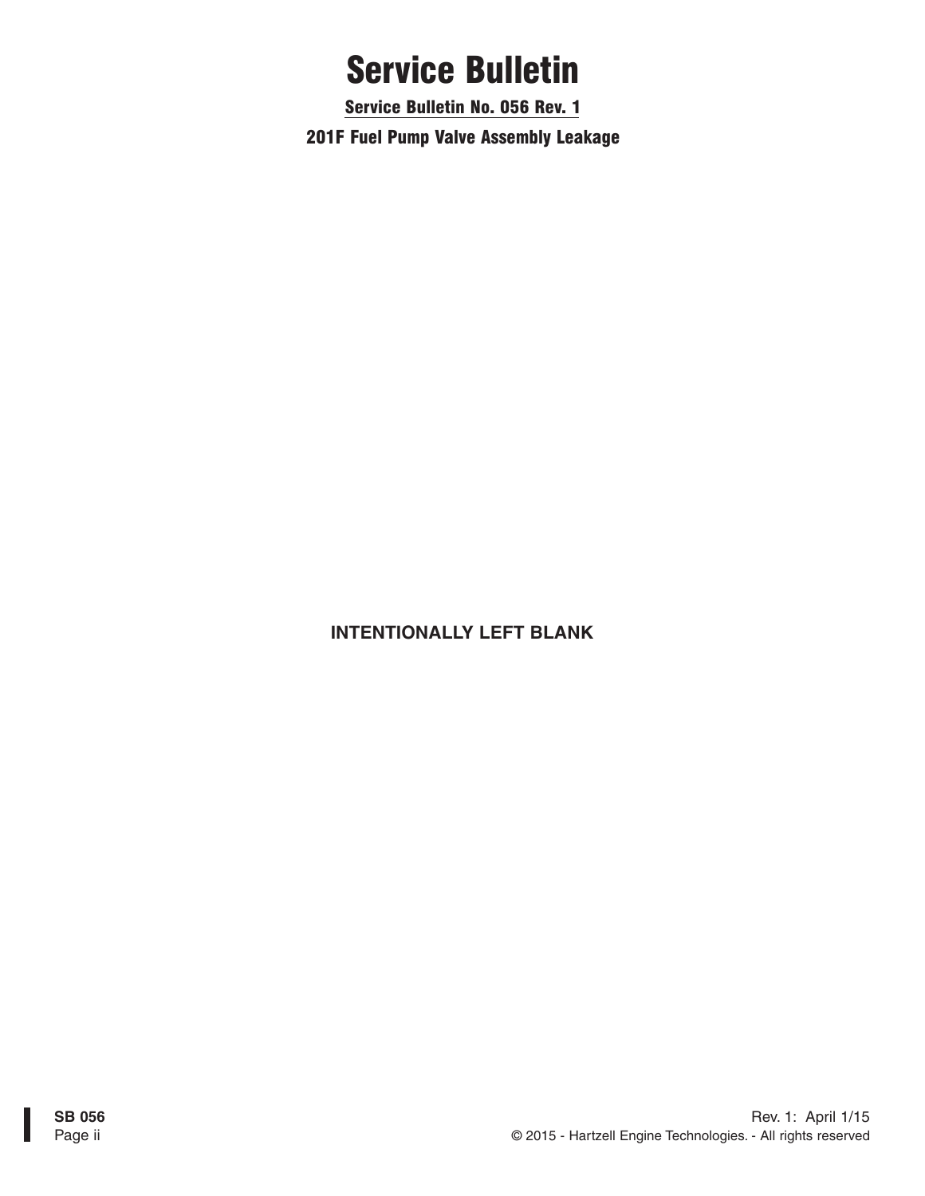# Service Bulletin

**Service Bulletin No. 056 Rev. 1**

**201F Fuel Pump Valve Assembly Leakage**

**INTENTIONALLY LEFT BLANK**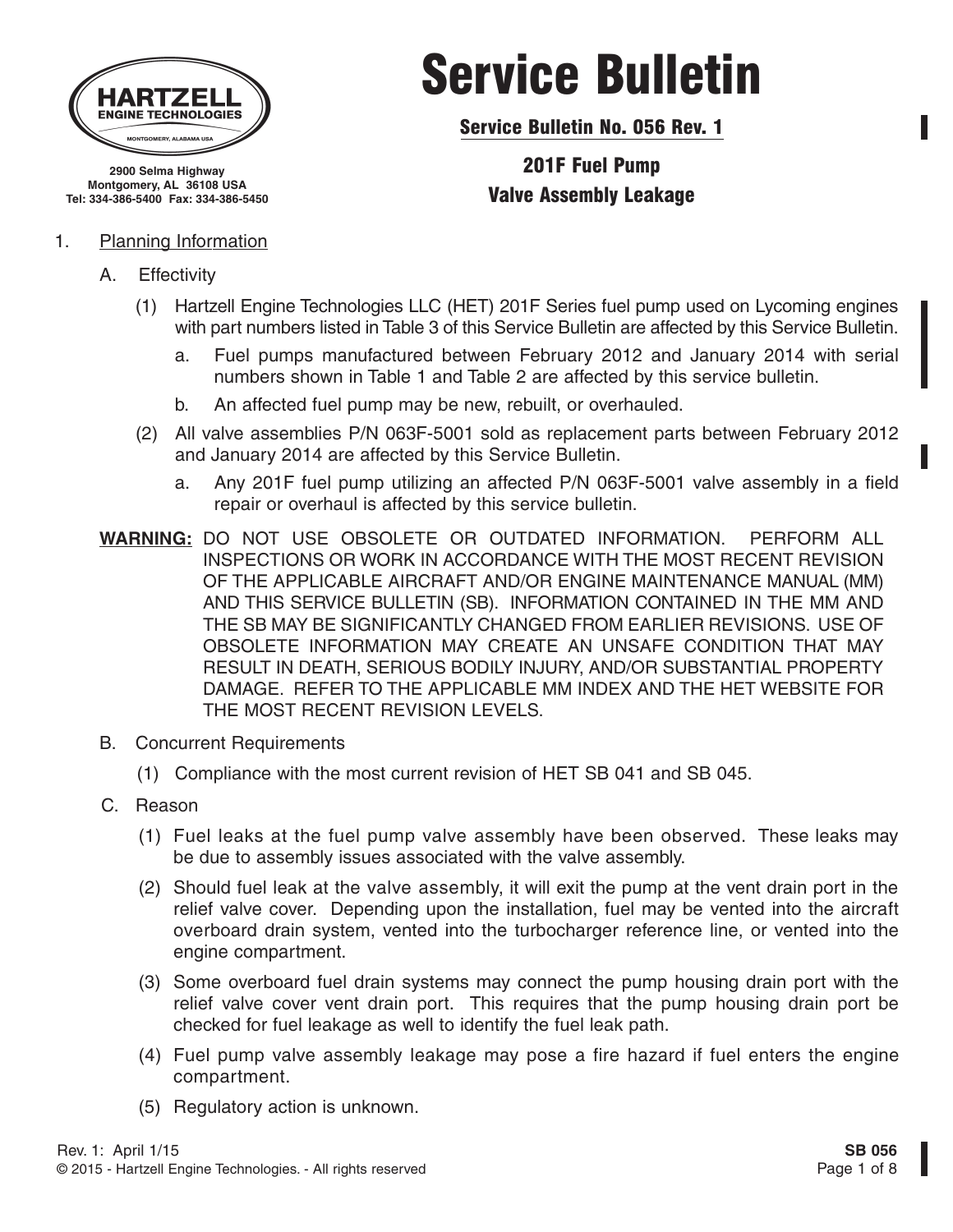HARTZELL
ENGINE TECHNOLOGIES
MONTGOMERY, ALABAMA USA

2900 Selma Highway
Montgomery, AL 36108 USA
Tel: 334-386-5400 Fax: 334-386-5450

# Service Bulletin

## Service Bulletin No. 056 Rev. 1

## 201F Fuel Pump
## Valve Assembly Leakage

1. Planning Information

   A. Effectivity

      (1) Hartzell Engine Technologies LLC (HET) 201F Series fuel pump used on Lycoming engines with part numbers listed in Table 3 of this Service Bulletin are affected by this Service Bulletin.

         a. Fuel pumps manufactured between February 2012 and January 2014 with serial numbers shown in Table 1 and Table 2 are affected by this service bulletin.

         b. An affected fuel pump may be new, rebuilt, or overhauled.

      (2) All valve assemblies P/N 063F-5001 sold as replacement parts between February 2012 and January 2014 are affected by this Service Bulletin.

         a. Any 201F fuel pump utilizing an affected P/N 063F-5001 valve assembly in a field repair or overhaul is affected by this service bulletin.

**WARNING:** DO NOT USE OBSOLETE OR OUTDATED INFORMATION. PERFORM ALL INSPECTIONS OR WORK IN ACCORDANCE WITH THE MOST RECENT REVISION OF THE APPLICABLE AIRCRAFT AND/OR ENGINE MAINTENANCE MANUAL (MM) AND THIS SERVICE BULLETIN (SB). INFORMATION CONTAINED IN THE MM AND THE SB MAY BE SIGNIFICANTLY CHANGED FROM EARLIER REVISIONS. USE OF OBSOLETE INFORMATION MAY CREATE AN UNSAFE CONDITION THAT MAY RESULT IN DEATH, SERIOUS BODILY INJURY, AND/OR SUBSTANTIAL PROPERTY DAMAGE. REFER TO THE APPLICABLE MM INDEX AND THE HET WEBSITE FOR THE MOST RECENT REVISION LEVELS.

   B. Concurrent Requirements

      (1) Compliance with the most current revision of HET SB 041 and SB 045.

   C. Reason

      (1) Fuel leaks at the fuel pump valve assembly have been observed. These leaks may be due to assembly issues associated with the valve assembly.

      (2) Should fuel leak at the valve assembly, it will exit the pump at the vent drain port in the relief valve cover. Depending upon the installation, fuel may be vented into the aircraft overboard drain system, vented into the turbocharger reference line, or vented into the engine compartment.

      (3) Some overboard fuel drain systems may connect the pump housing drain port with the relief valve cover vent drain port. This requires that the pump housing drain port be checked for fuel leakage as well to identify the fuel leak path.

      (4) Fuel pump valve assembly leakage may pose a fire hazard if fuel enters the engine compartment.

      (5) Regulatory action is unknown.

Rev. 1: April 1/15
© 2015 - Hartzell Engine Technologies. - All rights reserved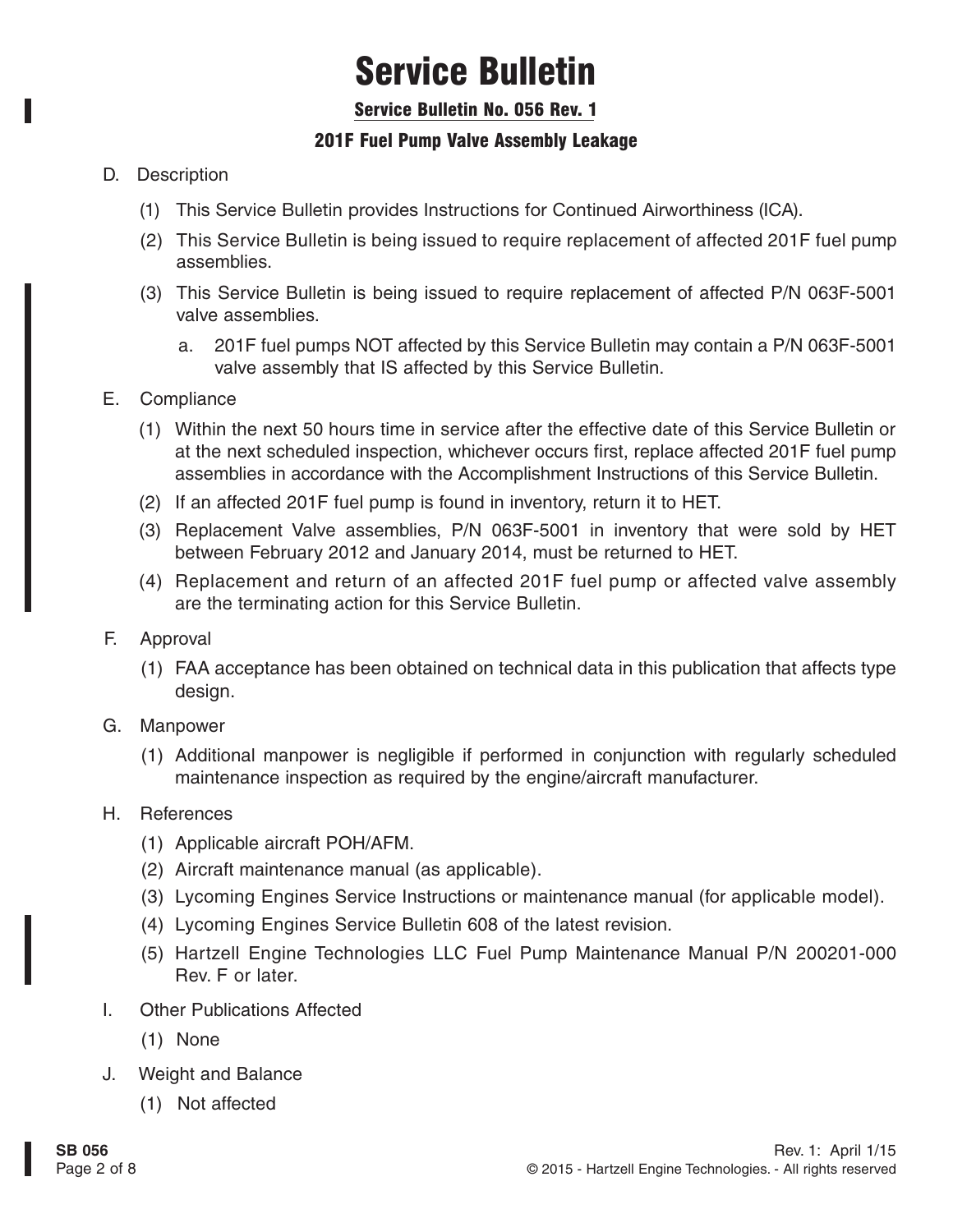# Service Bulletin

## Service Bulletin No. 056 Rev. 1

### 201F Fuel Pump Valve Assembly Leakage

D. Description

(1) This Service Bulletin provides Instructions for Continued Airworthiness (ICA).

(2) This Service Bulletin is being issued to require replacement of affected 201F fuel pump assemblies.

(3) This Service Bulletin is being issued to require replacement of affected P/N 063F-5001 valve assemblies.

a. 201F fuel pumps NOT affected by this Service Bulletin may contain a P/N 063F-5001 valve assembly that IS affected by this Service Bulletin.

E. Compliance

(1) Within the next 50 hours time in service after the effective date of this Service Bulletin or at the next scheduled inspection, whichever occurs first, replace affected 201F fuel pump assemblies in accordance with the Accomplishment Instructions of this Service Bulletin.

(2) If an affected 201F fuel pump is found in inventory, return it to HET.

(3) Replacement Valve assemblies, P/N 063F-5001 in inventory that were sold by HET between February 2012 and January 2014, must be returned to HET.

(4) Replacement and return of an affected 201F fuel pump or affected valve assembly are the terminating action for this Service Bulletin.

F. Approval

(1) FAA acceptance has been obtained on technical data in this publication that affects type design.

G. Manpower

(1) Additional manpower is negligible if performed in conjunction with regularly scheduled maintenance inspection as required by the engine/aircraft manufacturer.

H. References

(1) Applicable aircraft POH/AFM.

(2) Aircraft maintenance manual (as applicable).

(3) Lycoming Engines Service Instructions or maintenance manual (for applicable model).

(4) Lycoming Engines Service Bulletin 608 of the latest revision.

(5) Hartzell Engine Technologies LLC Fuel Pump Maintenance Manual P/N 200201-000 Rev. F or later.

I. Other Publications Affected

(1) None

J. Weight and Balance

(1) Not affected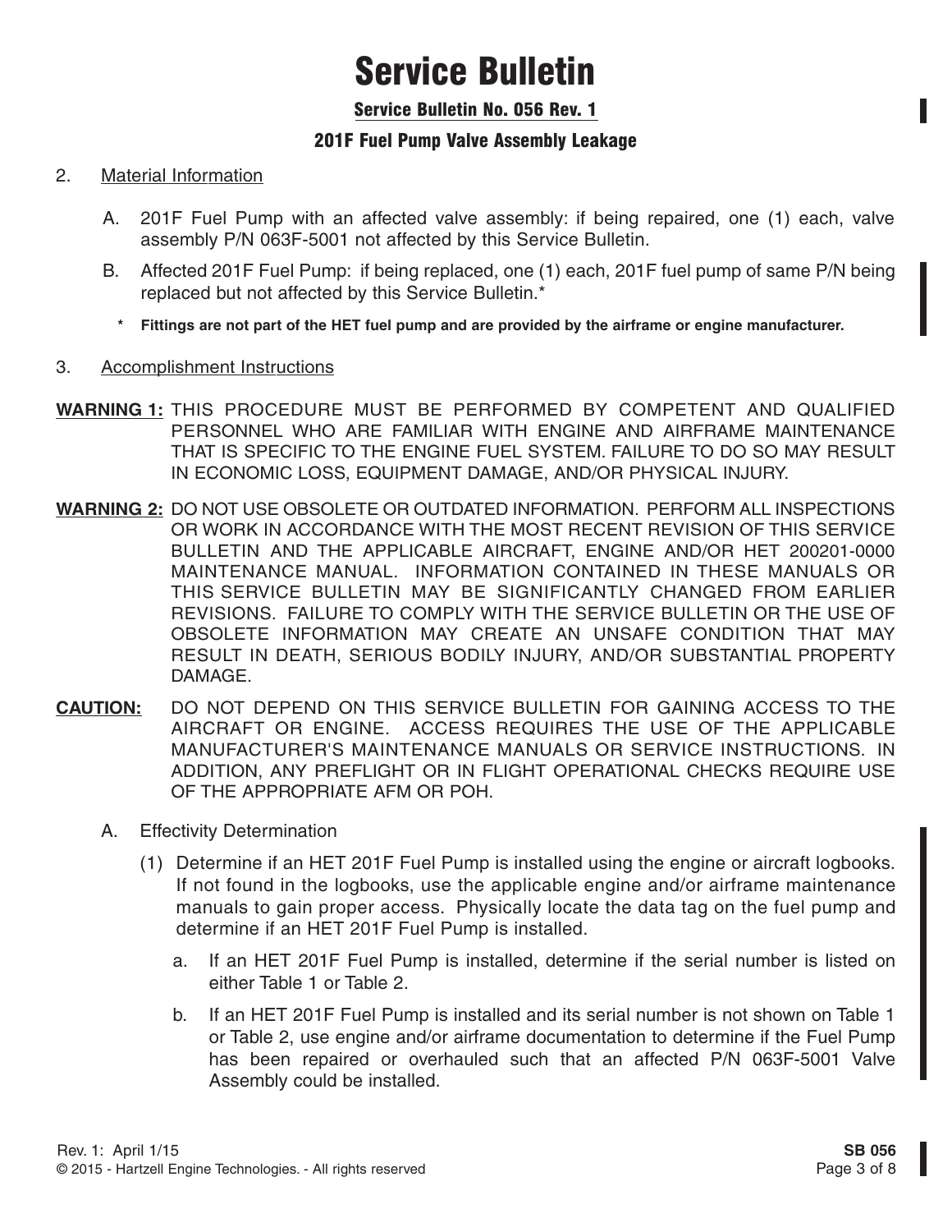# Service Bulletin

## Service Bulletin No. 056 Rev. 1

## 201F Fuel Pump Valve Assembly Leakage

2. Material Information

   A. 201F Fuel Pump with an affected valve assembly: if being repaired, one (1) each, valve assembly P/N 063F-5001 not affected by this Service Bulletin.

   B. Affected 201F Fuel Pump: if being replaced, one (1) each, 201F fuel pump of same P/N being replaced but not affected by this Service Bulletin.*

   **\* Fittings are not part of the HET fuel pump and are provided by the airframe or engine manufacturer.**

3. Accomplishment Instructions

**WARNING 1:** THIS PROCEDURE MUST BE PERFORMED BY COMPETENT AND QUALIFIED PERSONNEL WHO ARE FAMILIAR WITH ENGINE AND AIRFRAME MAINTENANCE THAT IS SPECIFIC TO THE ENGINE FUEL SYSTEM. FAILURE TO DO SO MAY RESULT IN ECONOMIC LOSS, EQUIPMENT DAMAGE, AND/OR PHYSICAL INJURY.

**WARNING 2:** DO NOT USE OBSOLETE OR OUTDATED INFORMATION. PERFORM ALL INSPECTIONS OR WORK IN ACCORDANCE WITH THE MOST RECENT REVISION OF THIS SERVICE BULLETIN AND THE APPLICABLE AIRCRAFT, ENGINE AND/OR HET 200201-0000 MAINTENANCE MANUAL. INFORMATION CONTAINED IN THESE MANUALS OR THIS SERVICE BULLETIN MAY BE SIGNIFICANTLY CHANGED FROM EARLIER REVISIONS. FAILURE TO COMPLY WITH THE SERVICE BULLETIN OR THE USE OF OBSOLETE INFORMATION MAY CREATE AN UNSAFE CONDITION THAT MAY RESULT IN DEATH, SERIOUS BODILY INJURY, AND/OR SUBSTANTIAL PROPERTY DAMAGE.

**CAUTION:** DO NOT DEPEND ON THIS SERVICE BULLETIN FOR GAINING ACCESS TO THE AIRCRAFT OR ENGINE. ACCESS REQUIRES THE USE OF THE APPLICABLE MANUFACTURER'S MAINTENANCE MANUALS OR SERVICE INSTRUCTIONS. IN ADDITION, ANY PREFLIGHT OR IN FLIGHT OPERATIONAL CHECKS REQUIRE USE OF THE APPROPRIATE AFM OR POH.

A. Effectivity Determination

   (1) Determine if an HET 201F Fuel Pump is installed using the engine or aircraft logbooks. If not found in the logbooks, use the applicable engine and/or airframe maintenance manuals to gain proper access. Physically locate the data tag on the fuel pump and determine if an HET 201F Fuel Pump is installed.

   a. If an HET 201F Fuel Pump is installed, determine if the serial number is listed on either Table 1 or Table 2.

   b. If an HET 201F Fuel Pump is installed and its serial number is not shown on Table 1 or Table 2, use engine and/or airframe documentation to determine if the Fuel Pump has been repaired or overhauled such that an affected P/N 063F-5001 Valve Assembly could be installed.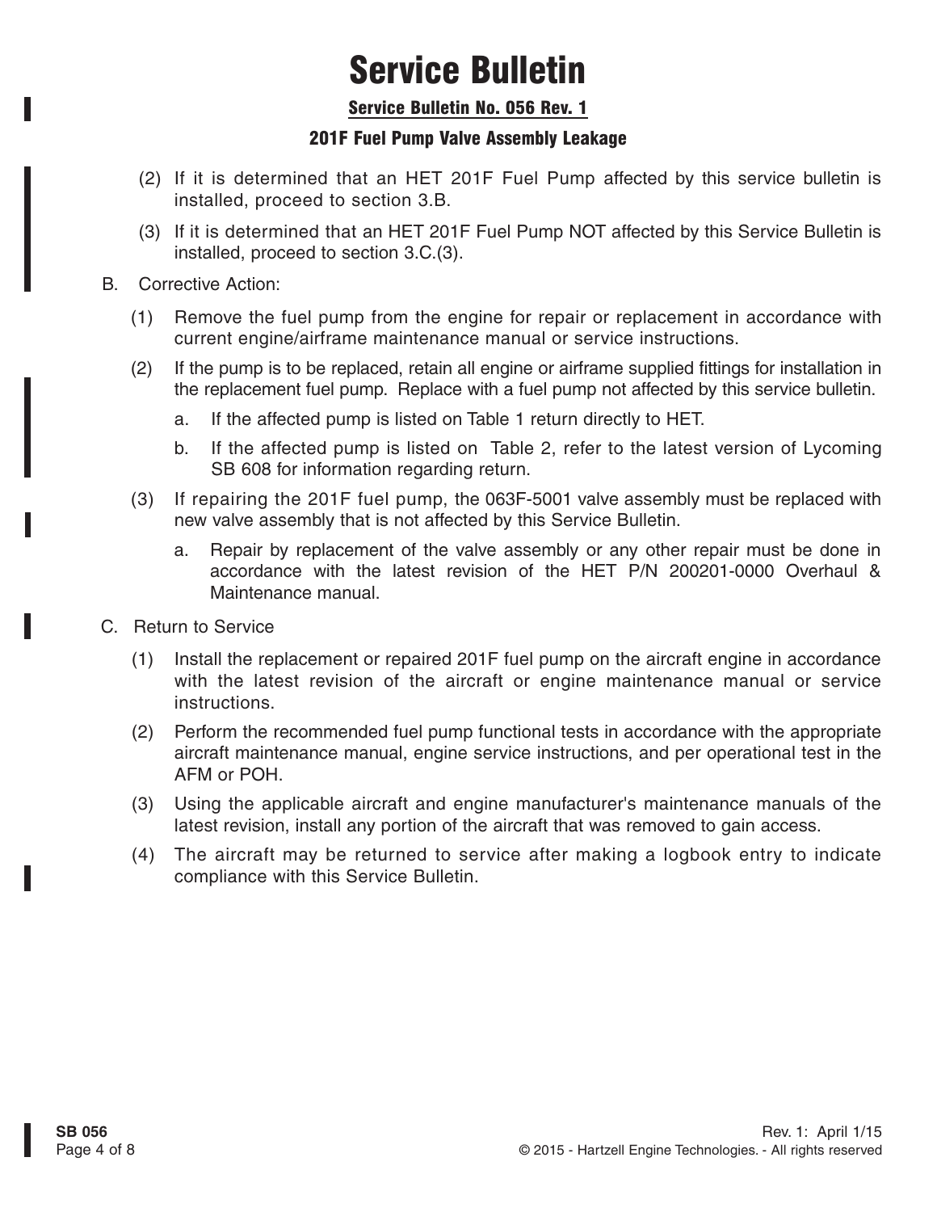# Service Bulletin

## Service Bulletin No. 056 Rev. 1

### 201F Fuel Pump Valve Assembly Leakage

(2) If it is determined that an HET 201F Fuel Pump affected by this service bulletin is installed, proceed to section 3.B.

(3) If it is determined that an HET 201F Fuel Pump NOT affected by this Service Bulletin is installed, proceed to section 3.C.(3).

B. Corrective Action:

(1) Remove the fuel pump from the engine for repair or replacement in accordance with current engine/airframe maintenance manual or service instructions.

(2) If the pump is to be replaced, retain all engine or airframe supplied fittings for installation in the replacement fuel pump. Replace with a fuel pump not affected by this service bulletin.

a. If the affected pump is listed on Table 1 return directly to HET.

b. If the affected pump is listed on Table 2, refer to the latest version of Lycoming SB 608 for information regarding return.

(3) If repairing the 201F fuel pump, the 063F-5001 valve assembly must be replaced with new valve assembly that is not affected by this Service Bulletin.

a. Repair by replacement of the valve assembly or any other repair must be done in accordance with the latest revision of the HET P/N 200201-0000 Overhaul & Maintenance manual.

C. Return to Service

(1) Install the replacement or repaired 201F fuel pump on the aircraft engine in accordance with the latest revision of the aircraft or engine maintenance manual or service instructions.

(2) Perform the recommended fuel pump functional tests in accordance with the appropriate aircraft maintenance manual, engine service instructions, and per operational test in the AFM or POH.

(3) Using the applicable aircraft and engine manufacturer's maintenance manuals of the latest revision, install any portion of the aircraft that was removed to gain access.

(4) The aircraft may be returned to service after making a logbook entry to indicate compliance with this Service Bulletin.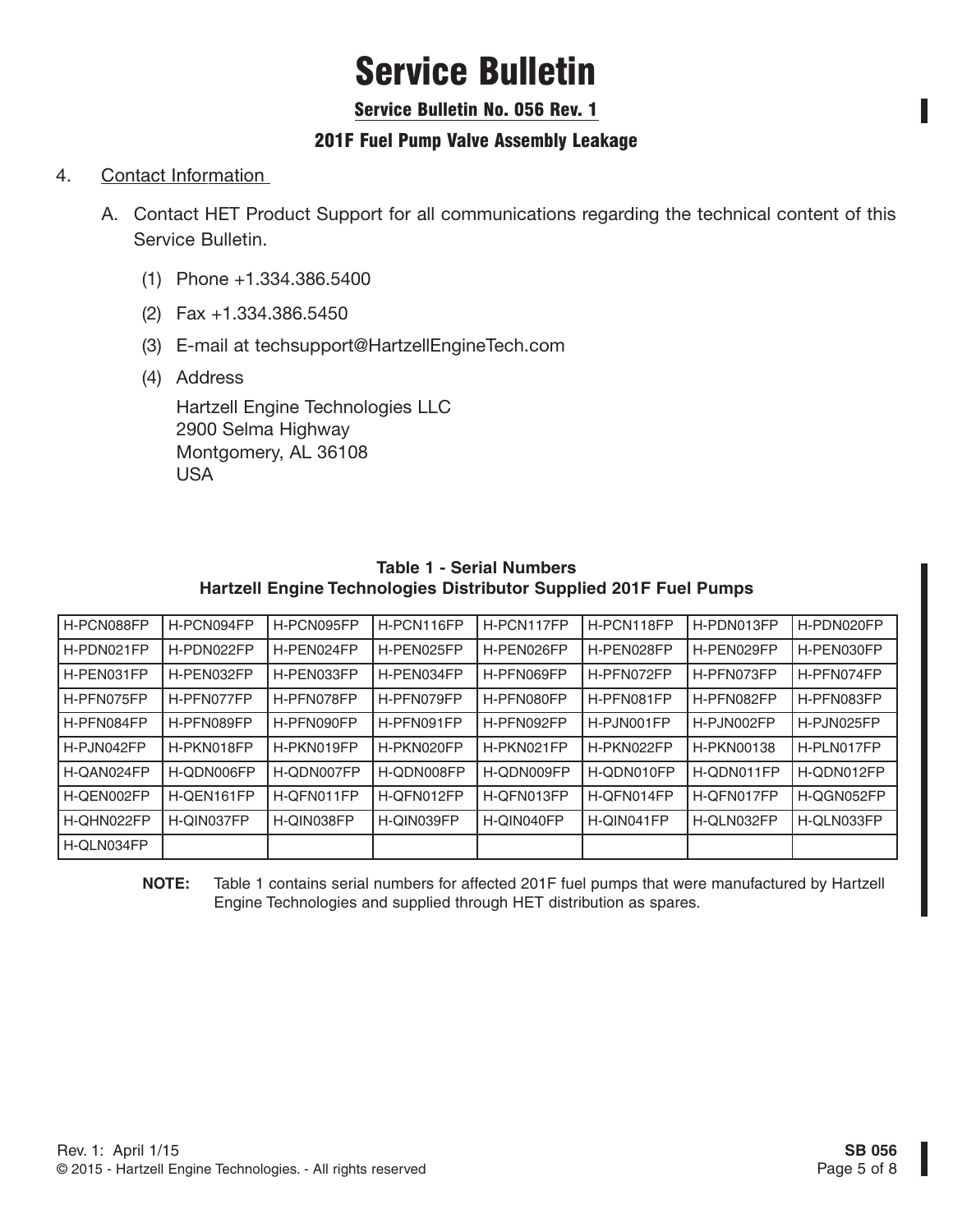# Service Bulletin

## Service Bulletin No. 056 Rev. 1

### 201F Fuel Pump Valve Assembly Leakage

4. Contact Information

   A. Contact HET Product Support for all communications regarding the technical content of this Service Bulletin.

      (1) Phone +1.334.386.5400

      (2) Fax +1.334.386.5450

      (3) E-mail at techsupport@HartzellEngineTech.com

      (4) Address

      Hartzell Engine Technologies LLC
      2900 Selma Highway
      Montgomery, AL 36108
      USA

**Table 1 - Serial Numbers**
**Hartzell Engine Technologies Distributor Supplied 201F Fuel Pumps**

| | | | | | | | |
|---|---|---|---|---|---|---|---|
| H-PCN088FP | H-PCN094FP | H-PCN095FP | H-PCN116FP | H-PCN117FP | H-PCN118FP | H-PDN013FP | H-PDN020FP |
| H-PDN021FP | H-PDN022FP | H-PEN024FP | H-PEN025FP | H-PEN026FP | H-PEN028FP | H-PEN029FP | H-PEN030FP |
| H-PEN031FP | H-PEN032FP | H-PEN033FP | H-PEN034FP | H-PFN069FP | H-PFN072FP | H-PFN073FP | H-PFN074FP |
| H-PFN075FP | H-PFN077FP | H-PFN078FP | H-PFN079FP | H-PFN080FP | H-PFN081FP | H-PFN082FP | H-PFN083FP |
| H-PFN084FP | H-PFN089FP | H-PFN090FP | H-PFN091FP | H-PFN092FP | H-PJN001FP | H-PJN002FP | H-PJN025FP |
| H-PJN042FP | H-PKN018FP | H-PKN019FP | H-PKN020FP | H-PKN021FP | H-PKN022FP | H-PKN00138 | H-PLN017FP |
| H-QAN024FP | H-QDN006FP | H-QDN007FP | H-QDN008FP | H-QDN009FP | H-QDN010FP | H-QDN011FP | H-QDN012FP |
| H-QEN002FP | H-QEN161FP | H-QFN011FP | H-QFN012FP | H-QFN013FP | H-QFN014FP | H-QFN017FP | H-QGN052FP |
| H-QHN022FP | H-QIN037FP | H-QIN038FP | H-QIN039FP | H-QIN040FP | H-QIN041FP | H-QLN032FP | H-QLN033FP |
| H-QLN034FP | | | | | | | |

**NOTE:** Table 1 contains serial numbers for affected 201F fuel pumps that were manufactured by Hartzell Engine Technologies and supplied through HET distribution as spares.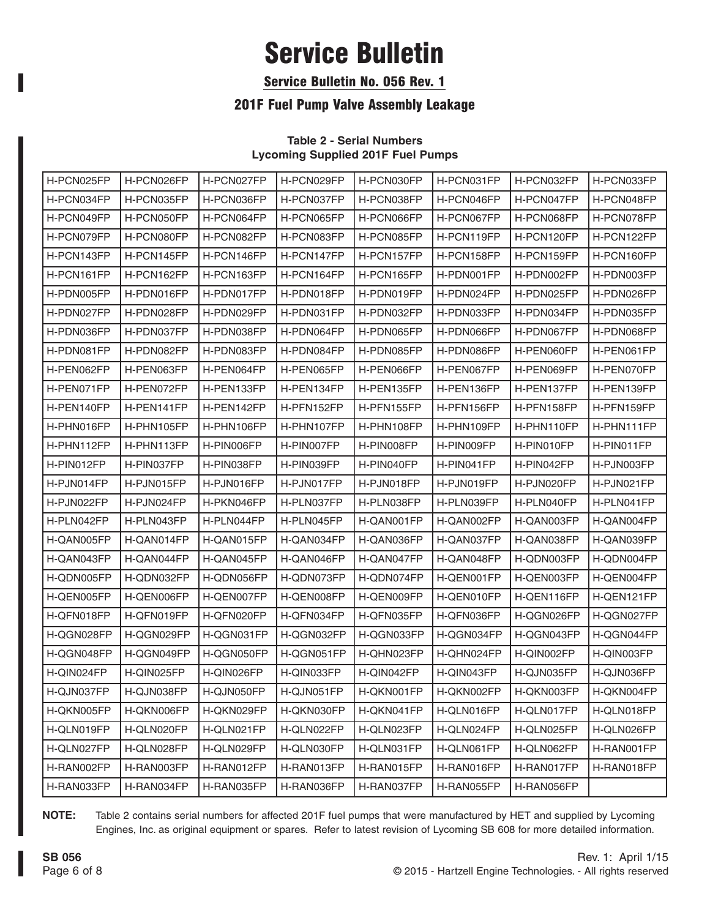# Service Bulletin

## Service Bulletin No. 056 Rev. 1

### 201F Fuel Pump Valve Assembly Leakage

**Table 2 - Serial Numbers**
**Lycoming Supplied 201F Fuel Pumps**

| | | | | | | | |
|---|---|---|---|---|---|---|---|
| H-PCN025FP | H-PCN026FP | H-PCN027FP | H-PCN029FP | H-PCN030FP | H-PCN031FP | H-PCN032FP | H-PCN033FP |
| H-PCN034FP | H-PCN035FP | H-PCN036FP | H-PCN037FP | H-PCN038FP | H-PCN046FP | H-PCN047FP | H-PCN048FP |
| H-PCN049FP | H-PCN050FP | H-PCN064FP | H-PCN065FP | H-PCN066FP | H-PCN067FP | H-PCN068FP | H-PCN078FP |
| H-PCN079FP | H-PCN080FP | H-PCN082FP | H-PCN083FP | H-PCN085FP | H-PCN119FP | H-PCN120FP | H-PCN122FP |
| H-PCN143FP | H-PCN145FP | H-PCN146FP | H-PCN147FP | H-PCN157FP | H-PCN158FP | H-PCN159FP | H-PCN160FP |
| H-PCN161FP | H-PCN162FP | H-PCN163FP | H-PCN164FP | H-PCN165FP | H-PDN001FP | H-PDN002FP | H-PDN003FP |
| H-PDN005FP | H-PDN016FP | H-PDN017FP | H-PDN018FP | H-PDN019FP | H-PDN024FP | H-PDN025FP | H-PDN026FP |
| H-PDN027FP | H-PDN028FP | H-PDN029FP | H-PDN031FP | H-PDN032FP | H-PDN033FP | H-PDN034FP | H-PDN035FP |
| H-PDN036FP | H-PDN037FP | H-PDN038FP | H-PDN064FP | H-PDN065FP | H-PDN066FP | H-PDN067FP | H-PDN068FP |
| H-PDN081FP | H-PDN082FP | H-PDN083FP | H-PDN084FP | H-PDN085FP | H-PDN086FP | H-PEN060FP | H-PEN061FP |
| H-PEN062FP | H-PEN063FP | H-PEN064FP | H-PEN065FP | H-PEN066FP | H-PEN067FP | H-PEN069FP | H-PEN070FP |
| H-PEN071FP | H-PEN072FP | H-PEN133FP | H-PEN134FP | H-PEN135FP | H-PEN136FP | H-PEN137FP | H-PEN139FP |
| H-PEN140FP | H-PEN141FP | H-PEN142FP | H-PFN152FP | H-PFN155FP | H-PFN156FP | H-PFN158FP | H-PFN159FP |
| H-PHN016FP | H-PHN105FP | H-PHN106FP | H-PHN107FP | H-PHN108FP | H-PHN109FP | H-PHN110FP | H-PHN111FP |
| H-PHN112FP | H-PHN113FP | H-PIN006FP | H-PIN007FP | H-PIN008FP | H-PIN009FP | H-PIN010FP | H-PIN011FP |
| H-PIN012FP | H-PIN037FP | H-PIN038FP | H-PIN039FP | H-PIN040FP | H-PIN041FP | H-PIN042FP | H-PJN003FP |
| H-PJN014FP | H-PJN015FP | H-PJN016FP | H-PJN017FP | H-PJN018FP | H-PJN019FP | H-PJN020FP | H-PJN021FP |
| H-PJN022FP | H-PJN024FP | H-PKN046FP | H-PLN037FP | H-PLN038FP | H-PLN039FP | H-PLN040FP | H-PLN041FP |
| H-PLN042FP | H-PLN043FP | H-PLN044FP | H-PLN045FP | H-QAN001FP | H-QAN002FP | H-QAN003FP | H-QAN004FP |
| H-QAN005FP | H-QAN014FP | H-QAN015FP | H-QAN034FP | H-QAN036FP | H-QAN037FP | H-QAN038FP | H-QAN039FP |
| H-QAN043FP | H-QAN044FP | H-QAN045FP | H-QAN046FP | H-QAN047FP | H-QAN048FP | H-QDN003FP | H-QDN004FP |
| H-QDN005FP | H-QDN032FP | H-QDN056FP | H-QDN073FP | H-QDN074FP | H-QEN001FP | H-QEN003FP | H-QEN004FP |
| H-QEN005FP | H-QEN006FP | H-QEN007FP | H-QEN008FP | H-QEN009FP | H-QEN010FP | H-QEN116FP | H-QEN121FP |
| H-QFN018FP | H-QFN019FP | H-QFN020FP | H-QFN034FP | H-QFN035FP | H-QFN036FP | H-QGN026FP | H-QGN027FP |
| H-QGN028FP | H-QGN029FP | H-QGN031FP | H-QGN032FP | H-QGN033FP | H-QGN034FP | H-QGN043FP | H-QGN044FP |
| H-QGN048FP | H-QGN049FP | H-QGN050FP | H-QGN051FP | H-QHN023FP | H-QHN024FP | H-QIN002FP | H-QIN003FP |
| H-QIN024FP | H-QIN025FP | H-QIN026FP | H-QIN033FP | H-QIN042FP | H-QIN043FP | H-QJN035FP | H-QJN036FP |
| H-QJN037FP | H-QJN038FP | H-QJN050FP | H-QJN051FP | H-QKN001FP | H-QKN002FP | H-QKN003FP | H-QKN004FP |
| H-QKN005FP | H-QKN006FP | H-QKN029FP | H-QKN030FP | H-QKN041FP | H-QLN016FP | H-QLN017FP | H-QLN018FP |
| H-QLN019FP | H-QLN020FP | H-QLN021FP | H-QLN022FP | H-QLN023FP | H-QLN024FP | H-QLN025FP | H-QLN026FP |
| H-QLN027FP | H-QLN028FP | H-QLN029FP | H-QLN030FP | H-QLN031FP | H-QLN061FP | H-QLN062FP | H-RAN001FP |
| H-RAN002FP | H-RAN003FP | H-RAN012FP | H-RAN013FP | H-RAN015FP | H-RAN016FP | H-RAN017FP | H-RAN018FP |
| H-RAN033FP | H-RAN034FP | H-RAN035FP | H-RAN036FP | H-RAN037FP | H-RAN055FP | H-RAN056FP | |

**NOTE:** Table 2 contains serial numbers for affected 201F fuel pumps that were manufactured by HET and supplied by Lycoming Engines, Inc. as original equipment or spares. Refer to latest revision of Lycoming SB 608 for more detailed information.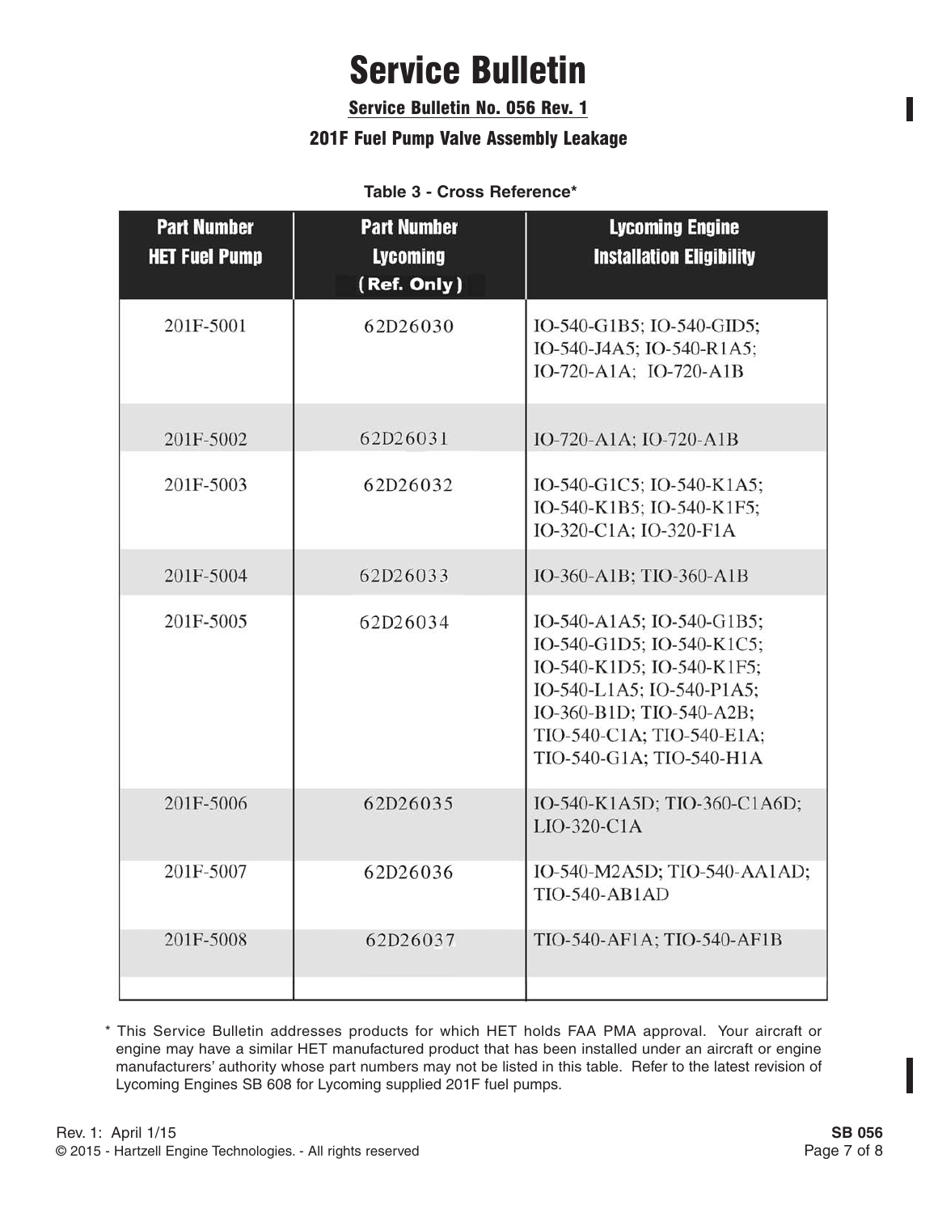# Service Bulletin

## Service Bulletin No. 056 Rev. 1

### 201F Fuel Pump Valve Assembly Leakage

**Table 3 - Cross Reference***

| Part Number HET Fuel Pump | Part Number Lycoming (Ref. Only) | Lycoming Engine Installation Eligibility |
|---|---|---|
| 201F-5001 | 62D26030 | IO-540-G1B5; IO-540-GID5; IO-540-J4A5; IO-540-R1A5; IO-720-A1A; IO-720-A1B |
| 201F-5002 | 62D26031 | IO-720-A1A; IO-720-A1B |
| 201F-5003 | 62D26032 | IO-540-G1C5; IO-540-K1A5; IO-540-K1B5; IO-540-K1F5; IO-320-C1A; IO-320-F1A |
| 201F-5004 | 62D26033 | IO-360-A1B; TIO-360-A1B |
| 201F-5005 | 62D26034 | IO-540-A1A5; IO-540-G1B5; IO-540-G1D5; IO-540-K1C5; IO-540-K1D5; IO-540-K1F5; IO-540-L1A5; IO-540-P1A5; IO-360-B1D; TIO-540-A2B; TIO-540-C1A; TIO-540-E1A; TIO-540-G1A; TIO-540-H1A |
| 201F-5006 | 62D26035 | IO-540-K1A5D; TIO-360-C1A6D; LIO-320-C1A |
| 201F-5007 | 62D26036 | IO-540-M2A5D; TIO-540-AA1AD; TIO-540-AB1AD |
| 201F-5008 | 62D26037 | TIO-540-AF1A; TIO-540-AF1B |

* This Service Bulletin addresses products for which HET holds FAA PMA approval. Your aircraft or engine may have a similar HET manufactured product that has been installed under an aircraft or engine manufacturers' authority whose part numbers may not be listed in this table. Refer to the latest revision of Lycoming Engines SB 608 for Lycoming supplied 201F fuel pumps.

Rev. 1: April 1/15

© 2015 - Hartzell Engine Technologies. - All rights reserved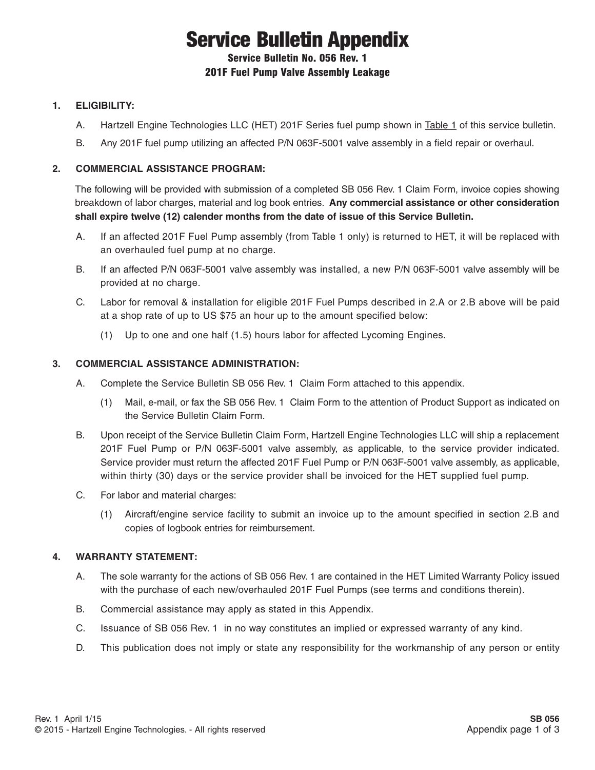# Service Bulletin Appendix

## Service Bulletin No. 056 Rev. 1

## 201F Fuel Pump Valve Assembly Leakage

**1. ELIGIBILITY:**

A. Hartzell Engine Technologies LLC (HET) 201F Series fuel pump shown in Table 1 of this service bulletin.

B. Any 201F fuel pump utilizing an affected P/N 063F-5001 valve assembly in a field repair or overhaul.

**2. COMMERCIAL ASSISTANCE PROGRAM:**

The following will be provided with submission of a completed SB 056 Rev. 1 Claim Form, invoice copies showing breakdown of labor charges, material and log book entries. **Any commercial assistance or other consideration shall expire twelve (12) calender months from the date of issue of this Service Bulletin.**

A. If an affected 201F Fuel Pump assembly (from Table 1 only) is returned to HET, it will be replaced with an overhauled fuel pump at no charge.

B. If an affected P/N 063F-5001 valve assembly was installed, a new P/N 063F-5001 valve assembly will be provided at no charge.

C. Labor for removal & installation for eligible 201F Fuel Pumps described in 2.A or 2.B above will be paid at a shop rate of up to US $75 an hour up to the amount specified below:

(1) Up to one and one half (1.5) hours labor for affected Lycoming Engines.

**3. COMMERCIAL ASSISTANCE ADMINISTRATION:**

A. Complete the Service Bulletin SB 056 Rev. 1 Claim Form attached to this appendix.

(1) Mail, e-mail, or fax the SB 056 Rev. 1 Claim Form to the attention of Product Support as indicated on the Service Bulletin Claim Form.

B. Upon receipt of the Service Bulletin Claim Form, Hartzell Engine Technologies LLC will ship a replacement 201F Fuel Pump or P/N 063F-5001 valve assembly, as applicable, to the service provider indicated. Service provider must return the affected 201F Fuel Pump or P/N 063F-5001 valve assembly, as applicable, within thirty (30) days or the service provider shall be invoiced for the HET supplied fuel pump.

C. For labor and material charges:

(1) Aircraft/engine service facility to submit an invoice up to the amount specified in section 2.B and copies of logbook entries for reimbursement.

**4. WARRANTY STATEMENT:**

A. The sole warranty for the actions of SB 056 Rev. 1 are contained in the HET Limited Warranty Policy issued with the purchase of each new/overhauled 201F Fuel Pumps (see terms and conditions therein).

B. Commercial assistance may apply as stated in this Appendix.

C. Issuance of SB 056 Rev. 1 in no way constitutes an implied or expressed warranty of any kind.

D. This publication does not imply or state any responsibility for the workmanship of any person or entity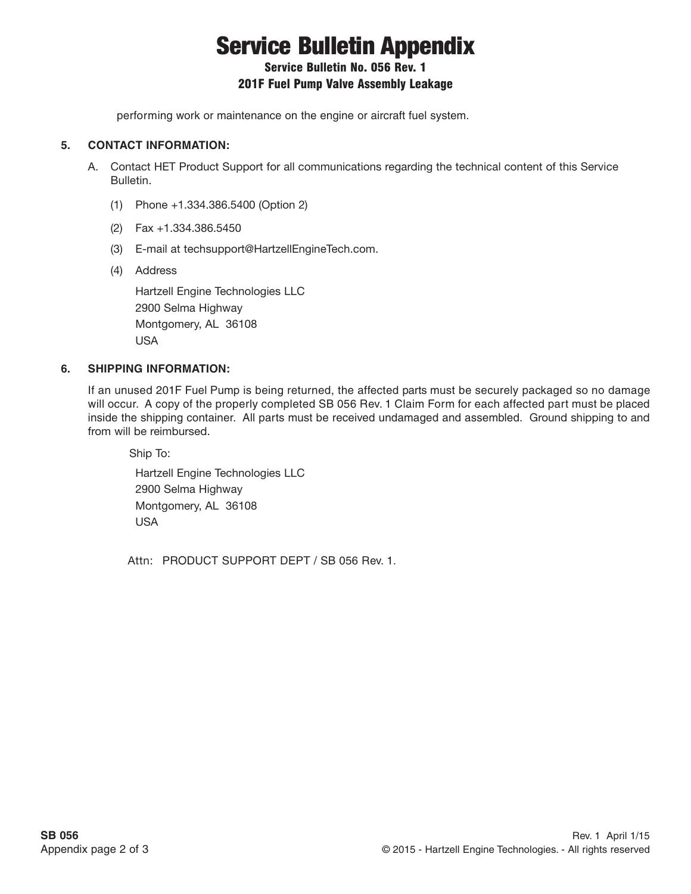performing work or maintenance on the engine or aircraft fuel system.

**5. CONTACT INFORMATION:**

A. Contact HET Product Support for all communications regarding the technical content of this Service Bulletin.

(1) Phone +1.334.386.5400 (Option 2)

(2) Fax +1.334.386.5450

(3) E-mail at techsupport@HartzellEngineTech.com.

(4) Address

Hartzell Engine Technologies LLC
2900 Selma Highway
Montgomery, AL 36108
USA

**6. SHIPPING INFORMATION:**

If an unused 201F Fuel Pump is being returned, the affected parts must be securely packaged so no damage will occur. A copy of the properly completed SB 056 Rev. 1 Claim Form for each affected part must be placed inside the shipping container. All parts must be received undamaged and assembled. Ground shipping to and from will be reimbursed.

Ship To:

Hartzell Engine Technologies LLC
2900 Selma Highway
Montgomery, AL 36108
USA

Attn: PRODUCT SUPPORT DEPT / SB 056 Rev. 1.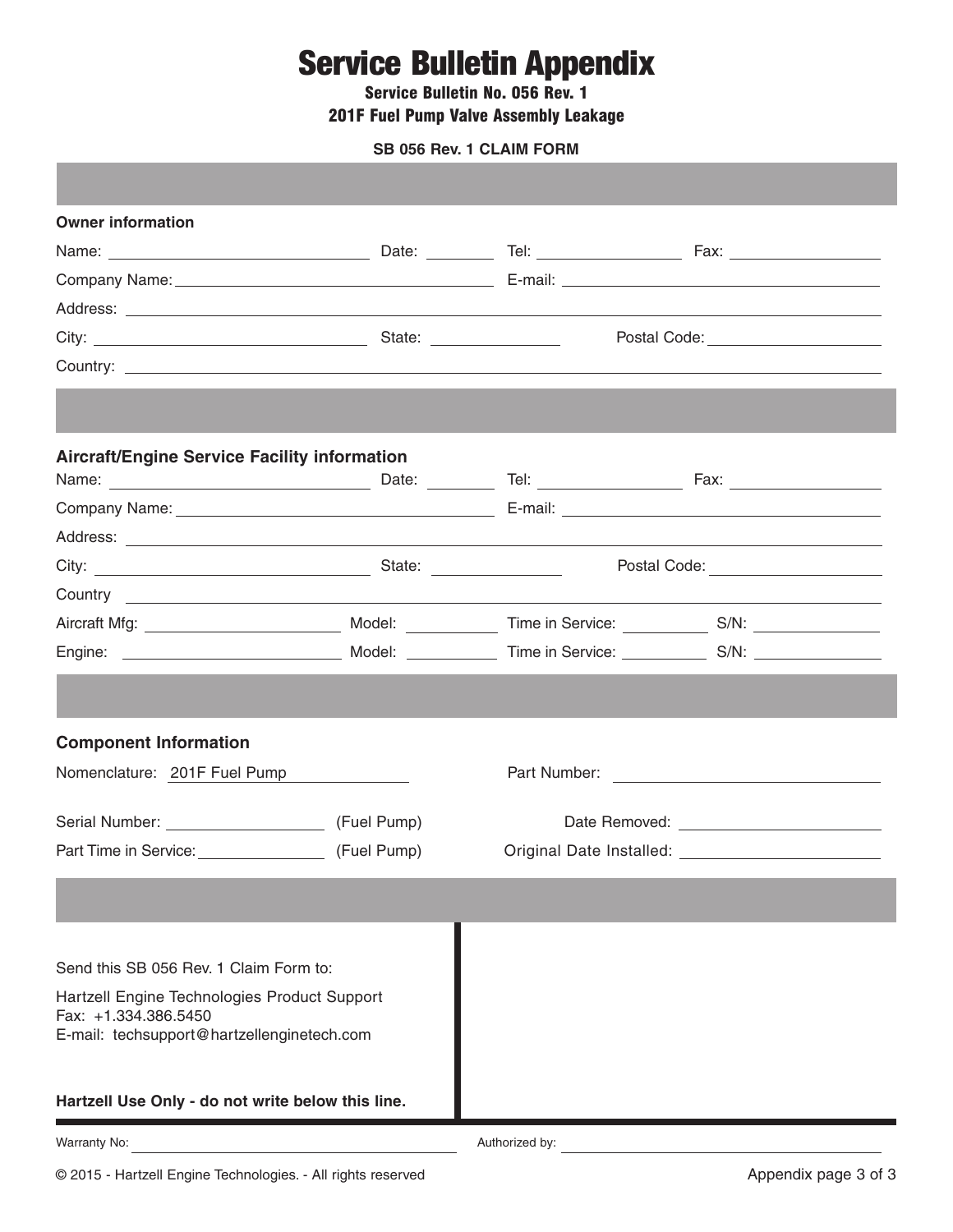# Service Bulletin Appendix

**Service Bulletin No. 056 Rev. 1**

**201F Fuel Pump Valve Assembly Leakage**

**SB 056 Rev. 1 CLAIM FORM**

**Owner information**

Name: ______________________ Date: ________ Tel: ______________ Fax: ______________

Company Name: ______________________ E-mail: ______________________

Address: ______________________________________________

City: ______________________ State: ______________ Postal Code: ______________

Country: ______________________________________________

**Aircraft/Engine Service Facility information**

Name: ______________________ Date: ________ Tel: ______________ Fax: ______________

Company Name: ______________________ E-mail: ______________________

Address: ______________________________________________

City: ______________________ State: ______________ Postal Code: ______________

Country ______________________________________________

Aircraft Mfg: ______________ Model: __________ Time in Service: __________ S/N: ______________

Engine: ______________ Model: __________ Time in Service: __________ S/N: ______________

**Component Information**

Nomenclature: 201F Fuel Pump Part Number: ______________________

Serial Number: ______________ (Fuel Pump) Date Removed: ______________________

Part Time in Service: ______________ (Fuel Pump) Original Date Installed: ______________________

Send this SB 056 Rev. 1 Claim Form to:

Hartzell Engine Technologies Product Support
Fax: +1.334.386.5450
E-mail: techsupport@hartzellenginetech.com

**Hartzell Use Only - do not write below this line.**

Warranty No: ______________________ Authorized by: ______________________

© 2015 - Hartzell Engine Technologies. - All rights reserved